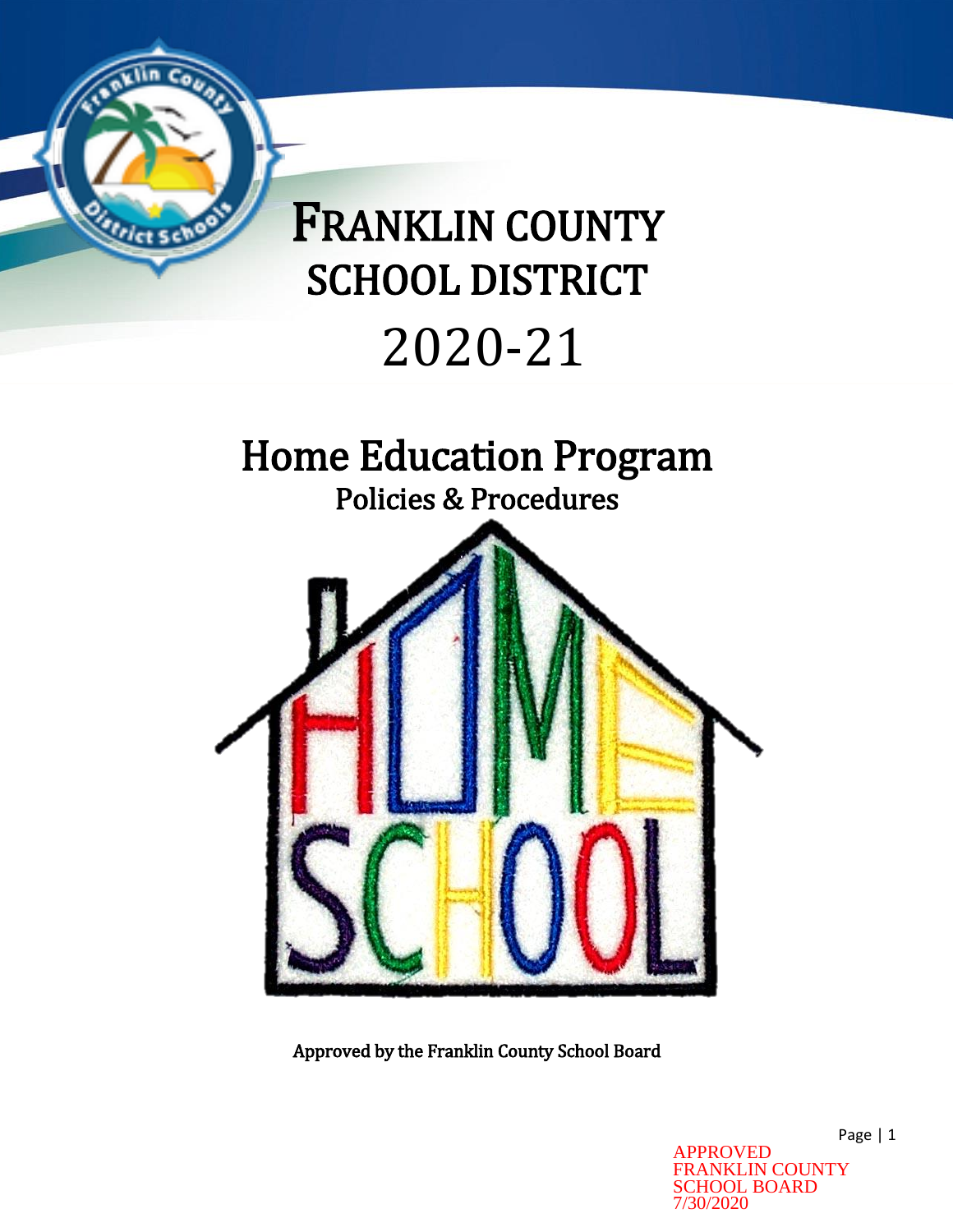# FRANKLIN COUNTY SCHOOL DISTRICT

# 2020-21

## Home Education Program

### Policies & Procedures

Approved by the Franklin County School Board

APPROVED
FRANKLIN COUNTY
SCHOOL BOARD
7/30/2020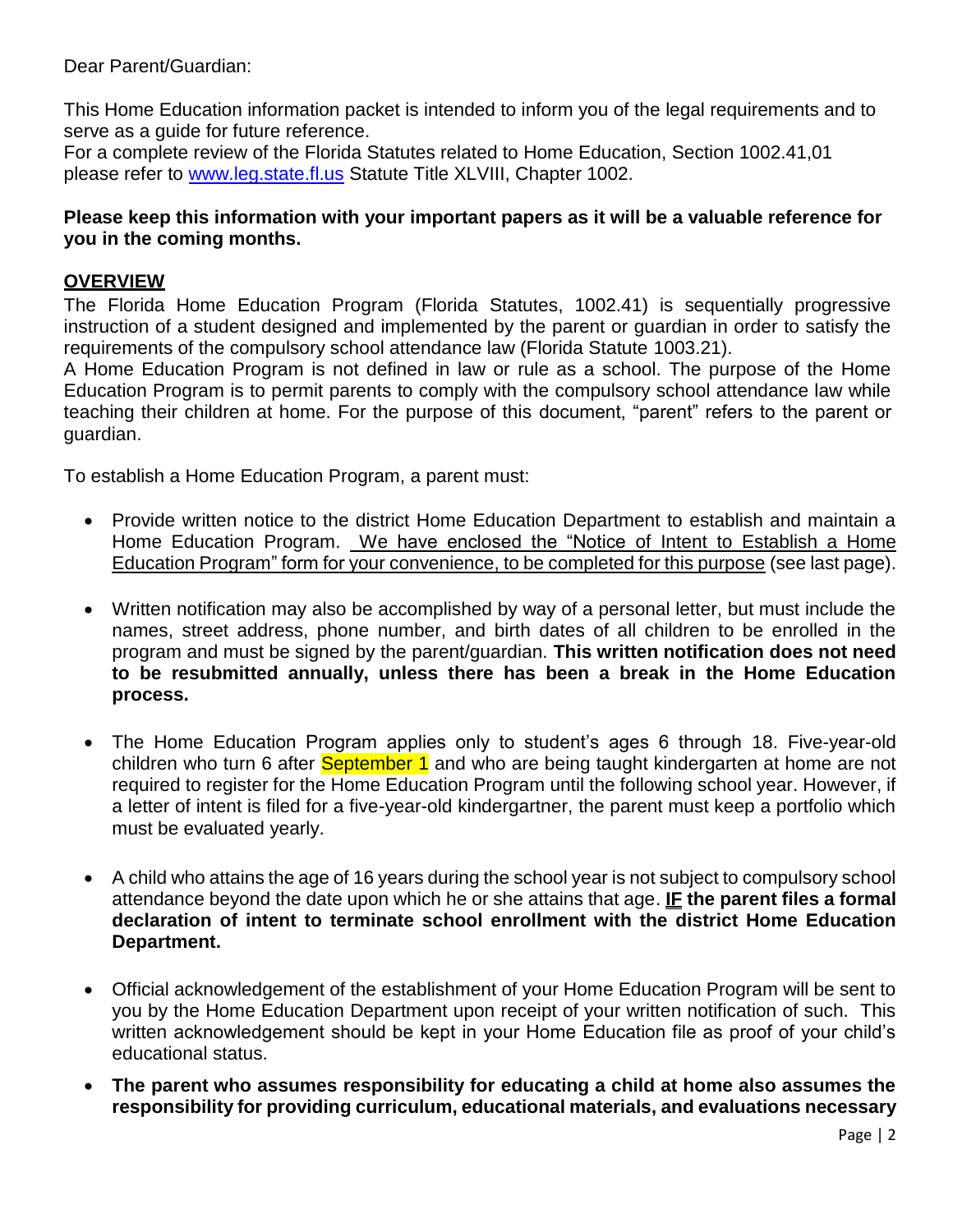Dear Parent/Guardian:

This Home Education information packet is intended to inform you of the legal requirements and to serve as a guide for future reference.
For a complete review of the Florida Statutes related to Home Education, Section 1002.41,01 please refer to [www.leg.state.fl.us](http://www.leg.state.fl.us) Statute Title XLVIII, Chapter 1002.

**Please keep this information with your important papers as it will be a valuable reference for you in the coming months.**

## OVERVIEW

The Florida Home Education Program (Florida Statutes, 1002.41) is sequentially progressive instruction of a student designed and implemented by the parent or guardian in order to satisfy the requirements of the compulsory school attendance law (Florida Statute 1003.21).
A Home Education Program is not defined in law or rule as a school. The purpose of the Home Education Program is to permit parents to comply with the compulsory school attendance law while teaching their children at home. For the purpose of this document, "parent" refers to the parent or guardian.

To establish a Home Education Program, a parent must:

- Provide written notice to the district Home Education Department to establish and maintain a Home Education Program. We have enclosed the "Notice of Intent to Establish a Home Education Program" form for your convenience, to be completed for this purpose (see last page).

- Written notification may also be accomplished by way of a personal letter, but must include the names, street address, phone number, and birth dates of all children to be enrolled in the program and must be signed by the parent/guardian. **This written notification does not need to be resubmitted annually, unless there has been a break in the Home Education process.**

- The Home Education Program applies only to student's ages 6 through 18. Five-year-old children who turn 6 after September 1 and who are being taught kindergarten at home are not required to register for the Home Education Program until the following school year. However, if a letter of intent is filed for a five-year-old kindergartner, the parent must keep a portfolio which must be evaluated yearly.

- A child who attains the age of 16 years during the school year is not subject to compulsory school attendance beyond the date upon which he or she attains that age. **IF the parent files a formal declaration of intent to terminate school enrollment with the district Home Education Department.**

- Official acknowledgement of the establishment of your Home Education Program will be sent to you by the Home Education Department upon receipt of your written notification of such. This written acknowledgement should be kept in your Home Education file as proof of your child's educational status.

- **The parent who assumes responsibility for educating a child at home also assumes the responsibility for providing curriculum, educational materials, and evaluations necessary**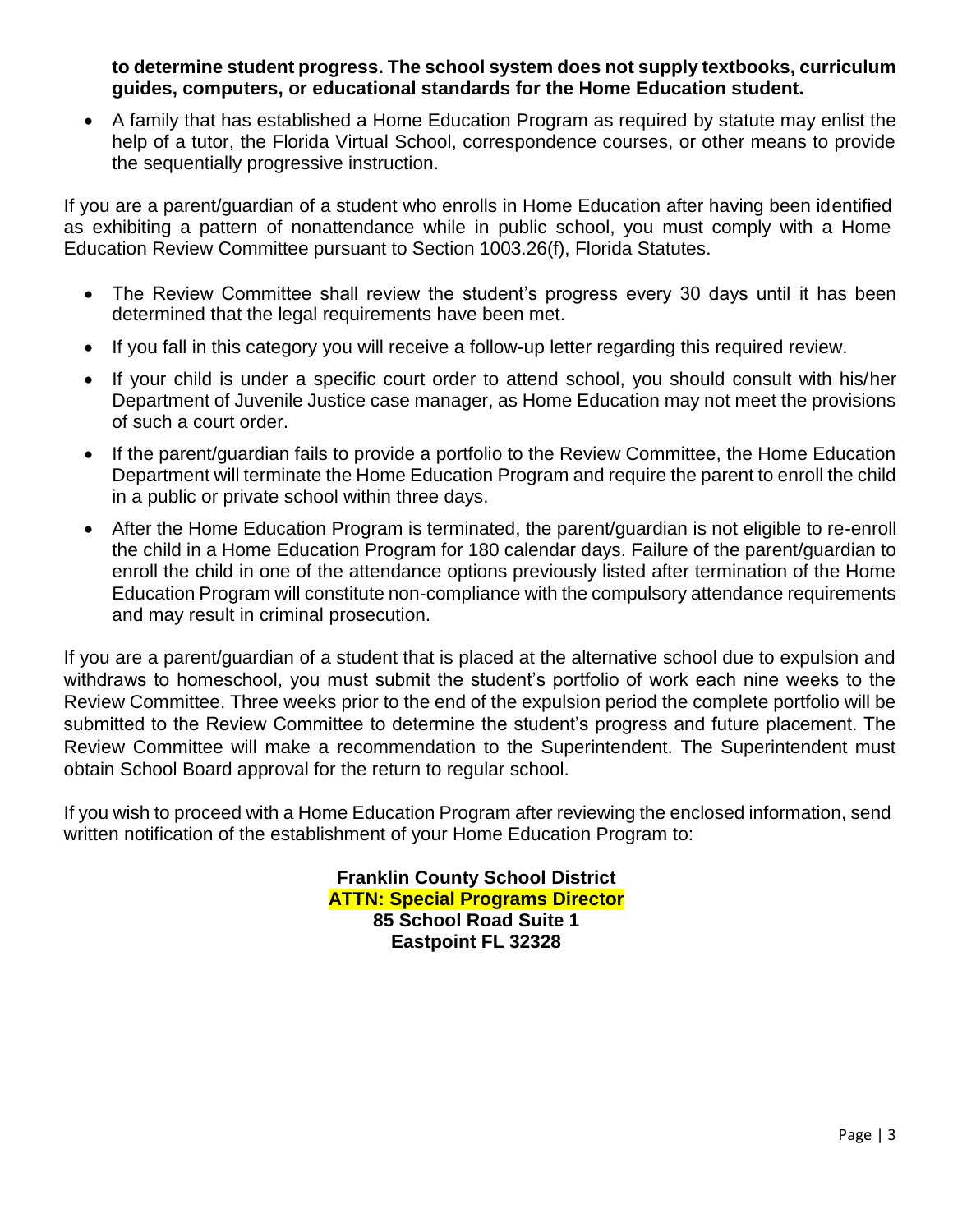**to determine student progress. The school system does not supply textbooks, curriculum guides, computers, or educational standards for the Home Education student.**

- A family that has established a Home Education Program as required by statute may enlist the help of a tutor, the Florida Virtual School, correspondence courses, or other means to provide the sequentially progressive instruction.

If you are a parent/guardian of a student who enrolls in Home Education after having been identified as exhibiting a pattern of nonattendance while in public school, you must comply with a Home Education Review Committee pursuant to Section 1003.26(f), Florida Statutes.

- The Review Committee shall review the student's progress every 30 days until it has been determined that the legal requirements have been met.
- If you fall in this category you will receive a follow-up letter regarding this required review.
- If your child is under a specific court order to attend school, you should consult with his/her Department of Juvenile Justice case manager, as Home Education may not meet the provisions of such a court order.
- If the parent/guardian fails to provide a portfolio to the Review Committee, the Home Education Department will terminate the Home Education Program and require the parent to enroll the child in a public or private school within three days.
- After the Home Education Program is terminated, the parent/guardian is not eligible to re-enroll the child in a Home Education Program for 180 calendar days. Failure of the parent/guardian to enroll the child in one of the attendance options previously listed after termination of the Home Education Program will constitute non-compliance with the compulsory attendance requirements and may result in criminal prosecution.

If you are a parent/guardian of a student that is placed at the alternative school due to expulsion and withdraws to homeschool, you must submit the student's portfolio of work each nine weeks to the Review Committee. Three weeks prior to the end of the expulsion period the complete portfolio will be submitted to the Review Committee to determine the student's progress and future placement. The Review Committee will make a recommendation to the Superintendent. The Superintendent must obtain School Board approval for the return to regular school.

If you wish to proceed with a Home Education Program after reviewing the enclosed information, send written notification of the establishment of your Home Education Program to:

**Franklin County School District**
**ATTN: Special Programs Director**
**85 School Road Suite 1**
**Eastpoint FL 32328**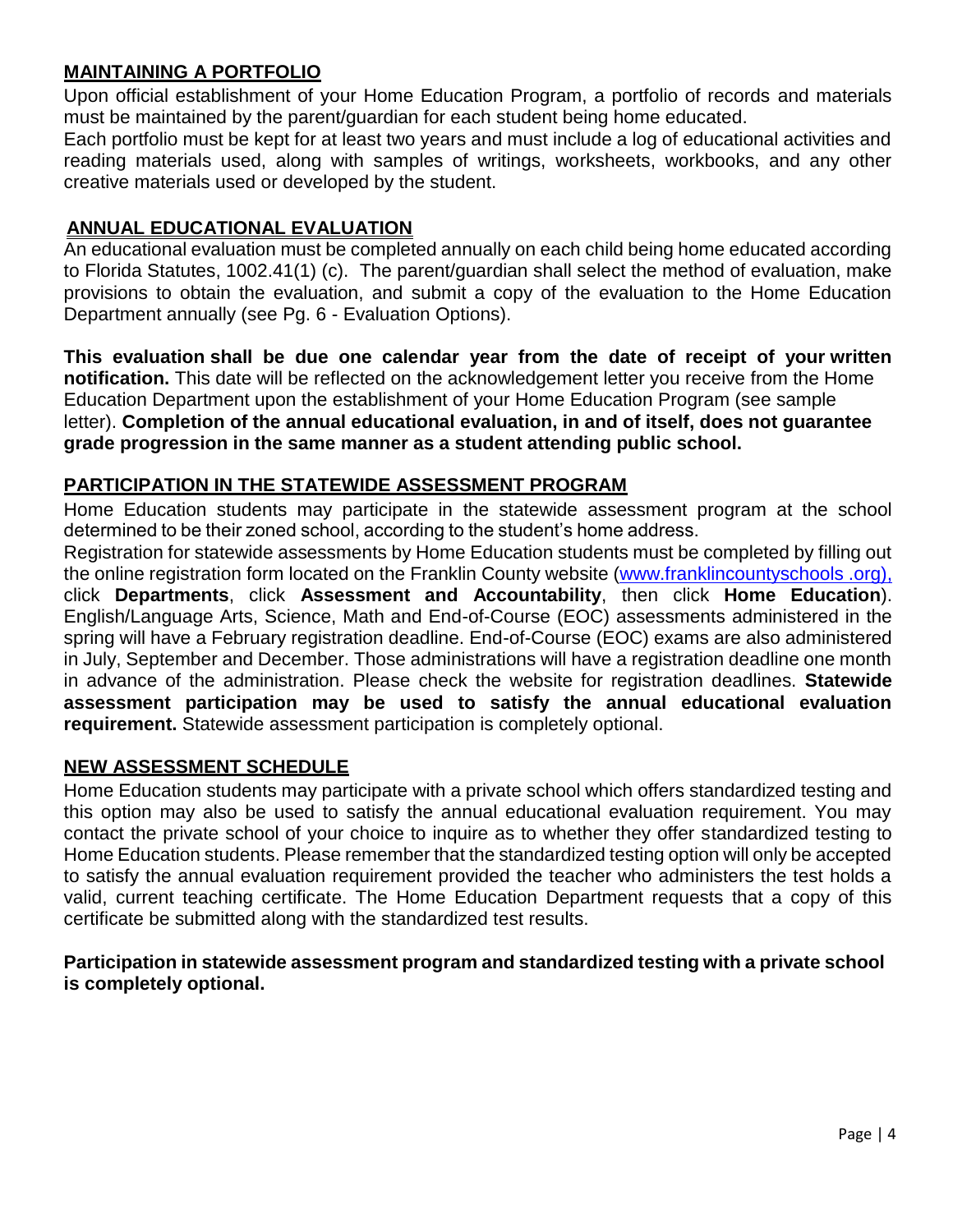## MAINTAINING A PORTFOLIO

Upon official establishment of your Home Education Program, a portfolio of records and materials must be maintained by the parent/guardian for each student being home educated.

Each portfolio must be kept for at least two years and must include a log of educational activities and reading materials used, along with samples of writings, worksheets, workbooks, and any other creative materials used or developed by the student.

## ANNUAL EDUCATIONAL EVALUATION

An educational evaluation must be completed annually on each child being home educated according to Florida Statutes, 1002.41(1) (c). The parent/guardian shall select the method of evaluation, make provisions to obtain the evaluation, and submit a copy of the evaluation to the Home Education Department annually (see Pg. 6 - Evaluation Options).

**This evaluation shall be due one calendar year from the date of receipt of your written notification.** This date will be reflected on the acknowledgement letter you receive from the Home Education Department upon the establishment of your Home Education Program (see sample letter). **Completion of the annual educational evaluation, in and of itself, does not guarantee grade progression in the same manner as a student attending public school.**

## PARTICIPATION IN THE STATEWIDE ASSESSMENT PROGRAM

Home Education students may participate in the statewide assessment program at the school determined to be their zoned school, according to the student's home address.

Registration for statewide assessments by Home Education students must be completed by filling out the online registration form located on the Franklin County website (www.franklincountyschools .org), click **Departments**, click **Assessment and Accountability**, then click **Home Education**). English/Language Arts, Science, Math and End-of-Course (EOC) assessments administered in the spring will have a February registration deadline. End-of-Course (EOC) exams are also administered in July, September and December. Those administrations will have a registration deadline one month in advance of the administration. Please check the website for registration deadlines. **Statewide assessment participation may be used to satisfy the annual educational evaluation requirement.** Statewide assessment participation is completely optional.

## NEW ASSESSMENT SCHEDULE

Home Education students may participate with a private school which offers standardized testing and this option may also be used to satisfy the annual educational evaluation requirement. You may contact the private school of your choice to inquire as to whether they offer standardized testing to Home Education students. Please remember that the standardized testing option will only be accepted to satisfy the annual evaluation requirement provided the teacher who administers the test holds a valid, current teaching certificate. The Home Education Department requests that a copy of this certificate be submitted along with the standardized test results.

**Participation in statewide assessment program and standardized testing with a private school is completely optional.**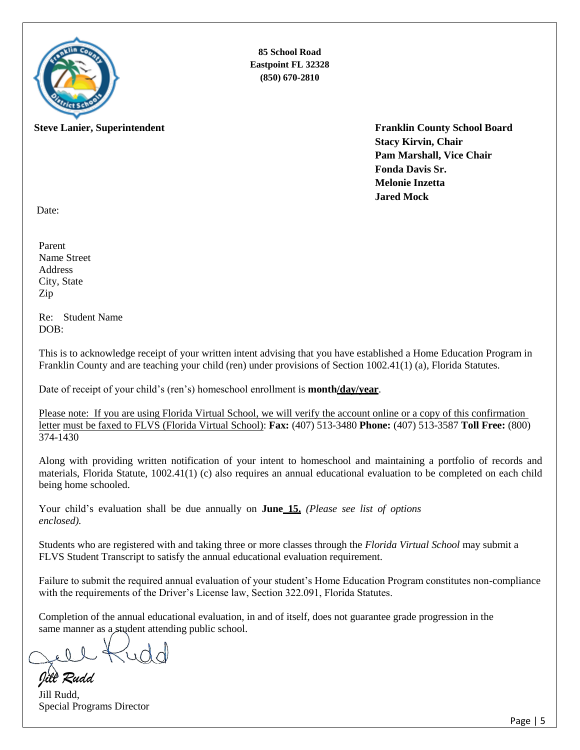**85 School Road**
**Eastpoint FL 32328**
**(850) 670-2810**

**Steve Lanier, Superintendent**

**Franklin County School Board**
**Stacy Kirvin, Chair**
**Pam Marshall, Vice Chair**
**Fonda Davis Sr.**
**Melonie Inzetta**
**Jared Mock**

Date:

Parent
Name Street
Address
City, State
Zip

Re: Student Name
DOB:

This is to acknowledge receipt of your written intent advising that you have established a Home Education Program in Franklin County and are teaching your child (ren) under provisions of Section 1002.41(1) (a), Florida Statutes.

Date of receipt of your child's (ren's) homeschool enrollment is **month/day/year**.

Please note: If you are using Florida Virtual School, we will verify the account online or a copy of this confirmation letter must be faxed to FLVS (Florida Virtual School): **Fax:** (407) 513-3480 **Phone:** (407) 513-3587 **Toll Free:** (800) 374-1430

Along with providing written notification of your intent to homeschool and maintaining a portfolio of records and materials, Florida Statute, 1002.41(1) (c) also requires an annual educational evaluation to be completed on each child being home schooled.

Your child's evaluation shall be due annually on **June 15.** *(Please see list of options enclosed).*

Students who are registered with and taking three or more classes through the *Florida Virtual School* may submit a FLVS Student Transcript to satisfy the annual educational evaluation requirement.

Failure to submit the required annual evaluation of your student's Home Education Program constitutes non-compliance with the requirements of the Driver's License law, Section 322.091, Florida Statutes.

Completion of the annual educational evaluation, in and of itself, does not guarantee grade progression in the same manner as a student attending public school.

*Jill Rudd*

Jill Rudd,
Special Programs Director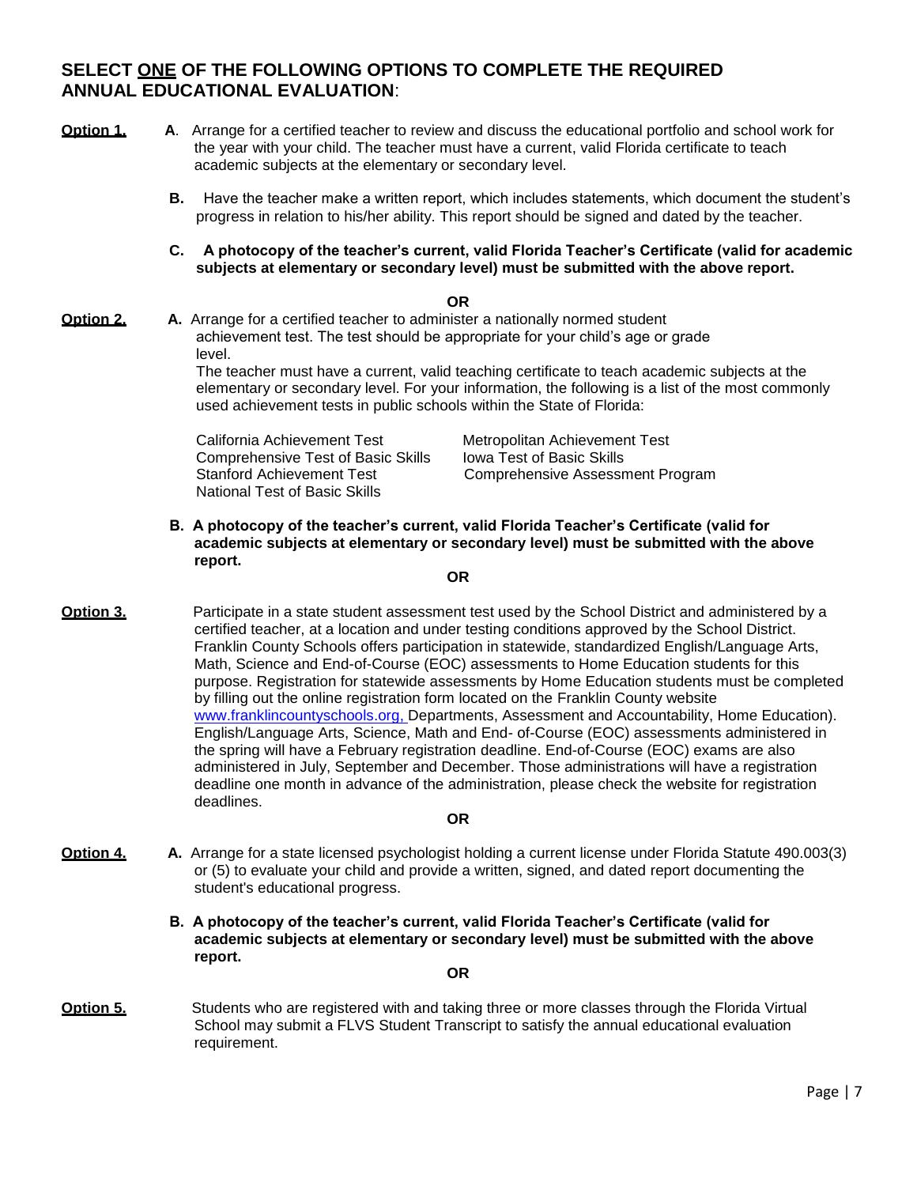## SELECT <u>ONE</u> OF THE FOLLOWING OPTIONS TO COMPLETE THE REQUIRED ANNUAL EDUCATIONAL EVALUATION:

**<u>Option 1.</u>**

**A**. Arrange for a certified teacher to review and discuss the educational portfolio and school work for the year with your child. The teacher must have a current, valid Florida certificate to teach academic subjects at the elementary or secondary level.

**B.** Have the teacher make a written report, which includes statements, which document the student's progress in relation to his/her ability. This report should be signed and dated by the teacher.

**C. A photocopy of the teacher's current, valid Florida Teacher's Certificate (valid for academic subjects at elementary or secondary level) must be submitted with the above report.**

**OR**

**<u>Option 2.</u>**

**A.** Arrange for a certified teacher to administer a nationally normed student achievement test. The test should be appropriate for your child's age or grade level.

The teacher must have a current, valid teaching certificate to teach academic subjects at the elementary or secondary level. For your information, the following is a list of the most commonly used achievement tests in public schools within the State of Florida:

- California Achievement Test
- Comprehensive Test of Basic Skills
- Stanford Achievement Test
- National Test of Basic Skills
- Metropolitan Achievement Test
- Iowa Test of Basic Skills
- Comprehensive Assessment Program

**B. A photocopy of the teacher's current, valid Florida Teacher's Certificate (valid for academic subjects at elementary or secondary level) must be submitted with the above report.**

**OR**

**<u>Option 3.</u>**

Participate in a state student assessment test used by the School District and administered by a certified teacher, at a location and under testing conditions approved by the School District. Franklin County Schools offers participation in statewide, standardized English/Language Arts, Math, Science and End-of-Course (EOC) assessments to Home Education students for this purpose. Registration for statewide assessments by Home Education students must be completed by filling out the online registration form located on the Franklin County website www.franklincountyschools.org, Departments, Assessment and Accountability, Home Education). English/Language Arts, Science, Math and End- of-Course (EOC) assessments administered in the spring will have a February registration deadline. End-of-Course (EOC) exams are also administered in July, September and December. Those administrations will have a registration deadline one month in advance of the administration, please check the website for registration deadlines.

**OR**

**<u>Option 4.</u>**

**A.** Arrange for a state licensed psychologist holding a current license under Florida Statute 490.003(3) or (5) to evaluate your child and provide a written, signed, and dated report documenting the student's educational progress.

**B. A photocopy of the teacher's current, valid Florida Teacher's Certificate (valid for academic subjects at elementary or secondary level) must be submitted with the above report.**

**OR**

**<u>Option 5.</u>**

Students who are registered with and taking three or more classes through the Florida Virtual School may submit a FLVS Student Transcript to satisfy the annual educational evaluation requirement.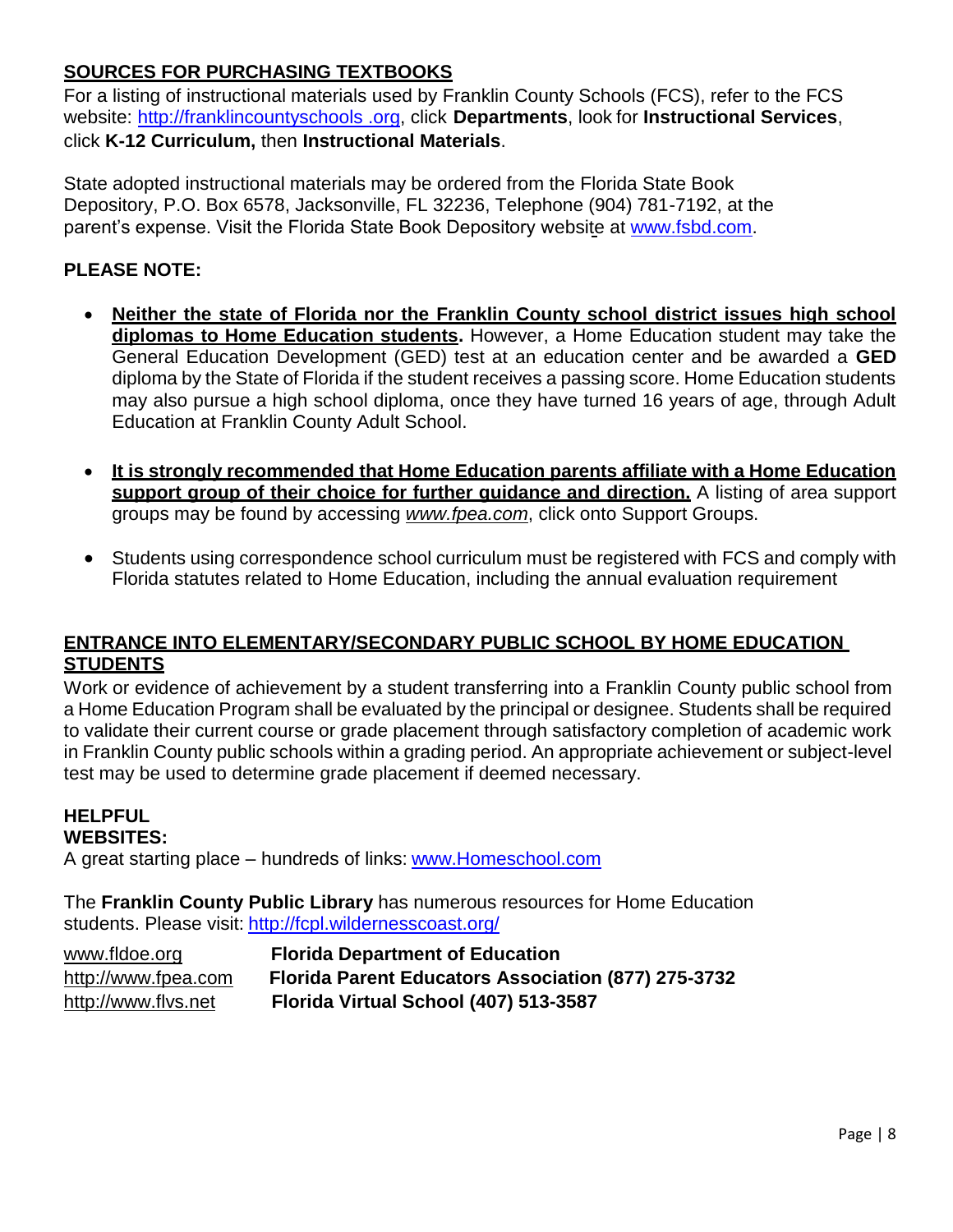## SOURCES FOR PURCHASING TEXTBOOKS

For a listing of instructional materials used by Franklin County Schools (FCS), refer to the FCS website: http://franklincountyschools .org, click **Departments**, look for **Instructional Services**, click **K-12 Curriculum,** then **Instructional Materials**.

State adopted instructional materials may be ordered from the Florida State Book Depository, P.O. Box 6578, Jacksonville, FL 32236, Telephone (904) 781-7192, at the parent's expense. Visit the Florida State Book Depository website at www.fsbd.com.

**PLEASE NOTE:**

- **Neither the state of Florida nor the Franklin County school district issues high school diplomas to Home Education students.** However, a Home Education student may take the General Education Development (GED) test at an education center and be awarded a **GED** diploma by the State of Florida if the student receives a passing score. Home Education students may also pursue a high school diploma, once they have turned 16 years of age, through Adult Education at Franklin County Adult School.

- **It is strongly recommended that Home Education parents affiliate with a Home Education support group of their choice for further guidance and direction.** A listing of area support groups may be found by accessing *www.fpea.com*, click onto Support Groups.

- Students using correspondence school curriculum must be registered with FCS and comply with Florida statutes related to Home Education, including the annual evaluation requirement

## ENTRANCE INTO ELEMENTARY/SECONDARY PUBLIC SCHOOL BY HOME EDUCATION STUDENTS

Work or evidence of achievement by a student transferring into a Franklin County public school from a Home Education Program shall be evaluated by the principal or designee. Students shall be required to validate their current course or grade placement through satisfactory completion of academic work in Franklin County public schools within a grading period. An appropriate achievement or subject-level test may be used to determine grade placement if deemed necessary.

**HELPFUL WEBSITES:**

A great starting place – hundreds of links: www.Homeschool.com

The **Franklin County Public Library** has numerous resources for Home Education students. Please visit: http://fcpl.wildernesscoast.org/

www.fldoe.org **Florida Department of Education**
http://www.fpea.com **Florida Parent Educators Association (877) 275-3732**
http://www.flvs.net **Florida Virtual School (407) 513-3587**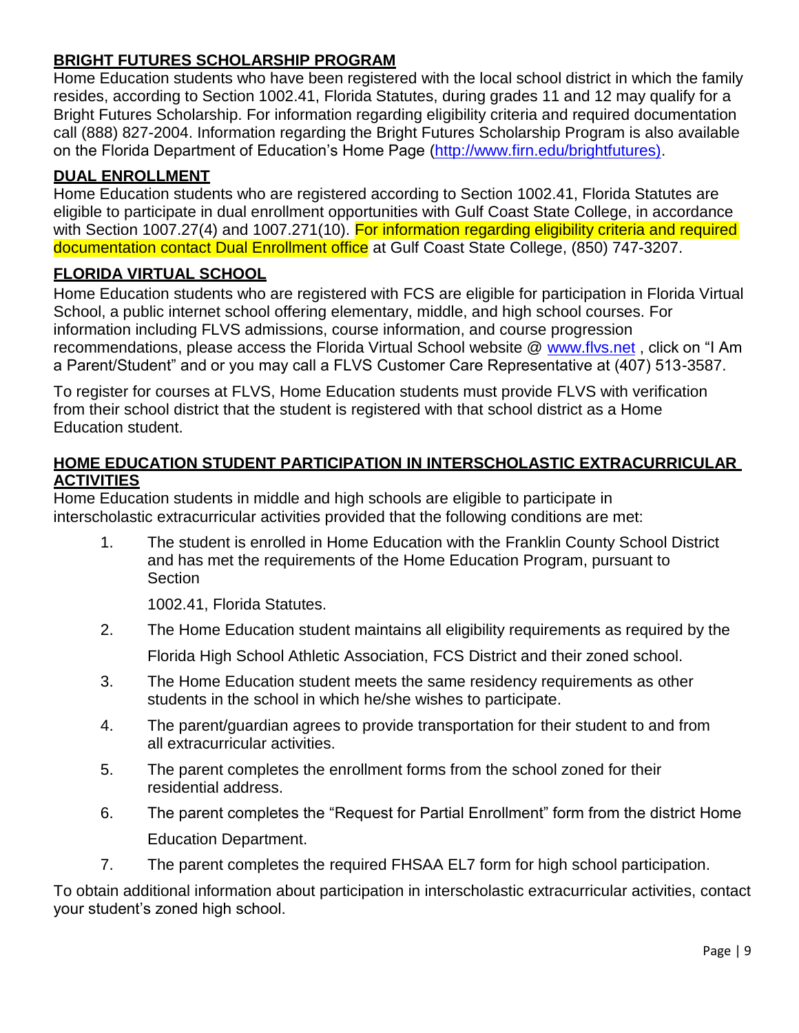## BRIGHT FUTURES SCHOLARSHIP PROGRAM

Home Education students who have been registered with the local school district in which the family resides, according to Section 1002.41, Florida Statutes, during grades 11 and 12 may qualify for a Bright Futures Scholarship. For information regarding eligibility criteria and required documentation call (888) 827-2004. Information regarding the Bright Futures Scholarship Program is also available on the Florida Department of Education's Home Page (http://www.firn.edu/brightfutures).

## DUAL ENROLLMENT

Home Education students who are registered according to Section 1002.41, Florida Statutes are eligible to participate in dual enrollment opportunities with Gulf Coast State College, in accordance with Section 1007.27(4) and 1007.271(10). For information regarding eligibility criteria and required documentation contact Dual Enrollment office at Gulf Coast State College, (850) 747-3207.

## FLORIDA VIRTUAL SCHOOL

Home Education students who are registered with FCS are eligible for participation in Florida Virtual School, a public internet school offering elementary, middle, and high school courses. For information including FLVS admissions, course information, and course progression recommendations, please access the Florida Virtual School website @ www.flvs.net , click on "I Am a Parent/Student" and or you may call a FLVS Customer Care Representative at (407) 513-3587.

To register for courses at FLVS, Home Education students must provide FLVS with verification from their school district that the student is registered with that school district as a Home Education student.

## HOME EDUCATION STUDENT PARTICIPATION IN INTERSCHOLASTIC EXTRACURRICULAR ACTIVITIES

Home Education students in middle and high schools are eligible to participate in interscholastic extracurricular activities provided that the following conditions are met:

1. The student is enrolled in Home Education with the Franklin County School District and has met the requirements of the Home Education Program, pursuant to Section 1002.41, Florida Statutes.
2. The Home Education student maintains all eligibility requirements as required by the Florida High School Athletic Association, FCS District and their zoned school.
3. The Home Education student meets the same residency requirements as other students in the school in which he/she wishes to participate.
4. The parent/guardian agrees to provide transportation for their student to and from all extracurricular activities.
5. The parent completes the enrollment forms from the school zoned for their residential address.
6. The parent completes the "Request for Partial Enrollment" form from the district Home Education Department.
7. The parent completes the required FHSAA EL7 form for high school participation.

To obtain additional information about participation in interscholastic extracurricular activities, contact your student's zoned high school.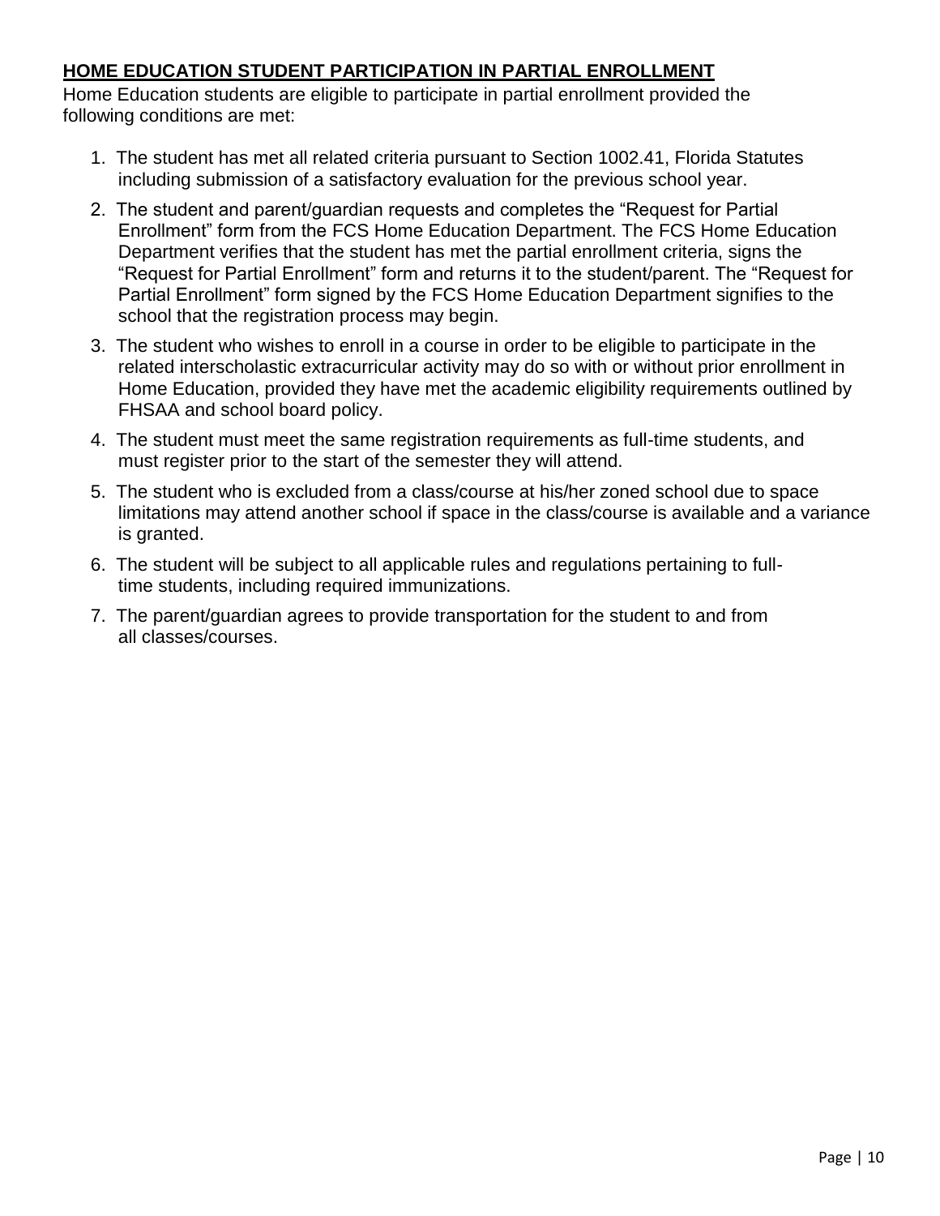**HOME EDUCATION STUDENT PARTICIPATION IN PARTIAL ENROLLMENT**

Home Education students are eligible to participate in partial enrollment provided the following conditions are met:

1. The student has met all related criteria pursuant to Section 1002.41, Florida Statutes including submission of a satisfactory evaluation for the previous school year.
2. The student and parent/guardian requests and completes the "Request for Partial Enrollment" form from the FCS Home Education Department. The FCS Home Education Department verifies that the student has met the partial enrollment criteria, signs the "Request for Partial Enrollment" form and returns it to the student/parent. The "Request for Partial Enrollment" form signed by the FCS Home Education Department signifies to the school that the registration process may begin.
3. The student who wishes to enroll in a course in order to be eligible to participate in the related interscholastic extracurricular activity may do so with or without prior enrollment in Home Education, provided they have met the academic eligibility requirements outlined by FHSAA and school board policy.
4. The student must meet the same registration requirements as full-time students, and must register prior to the start of the semester they will attend.
5. The student who is excluded from a class/course at his/her zoned school due to space limitations may attend another school if space in the class/course is available and a variance is granted.
6. The student will be subject to all applicable rules and regulations pertaining to full-time students, including required immunizations.
7. The parent/guardian agrees to provide transportation for the student to and from all classes/courses.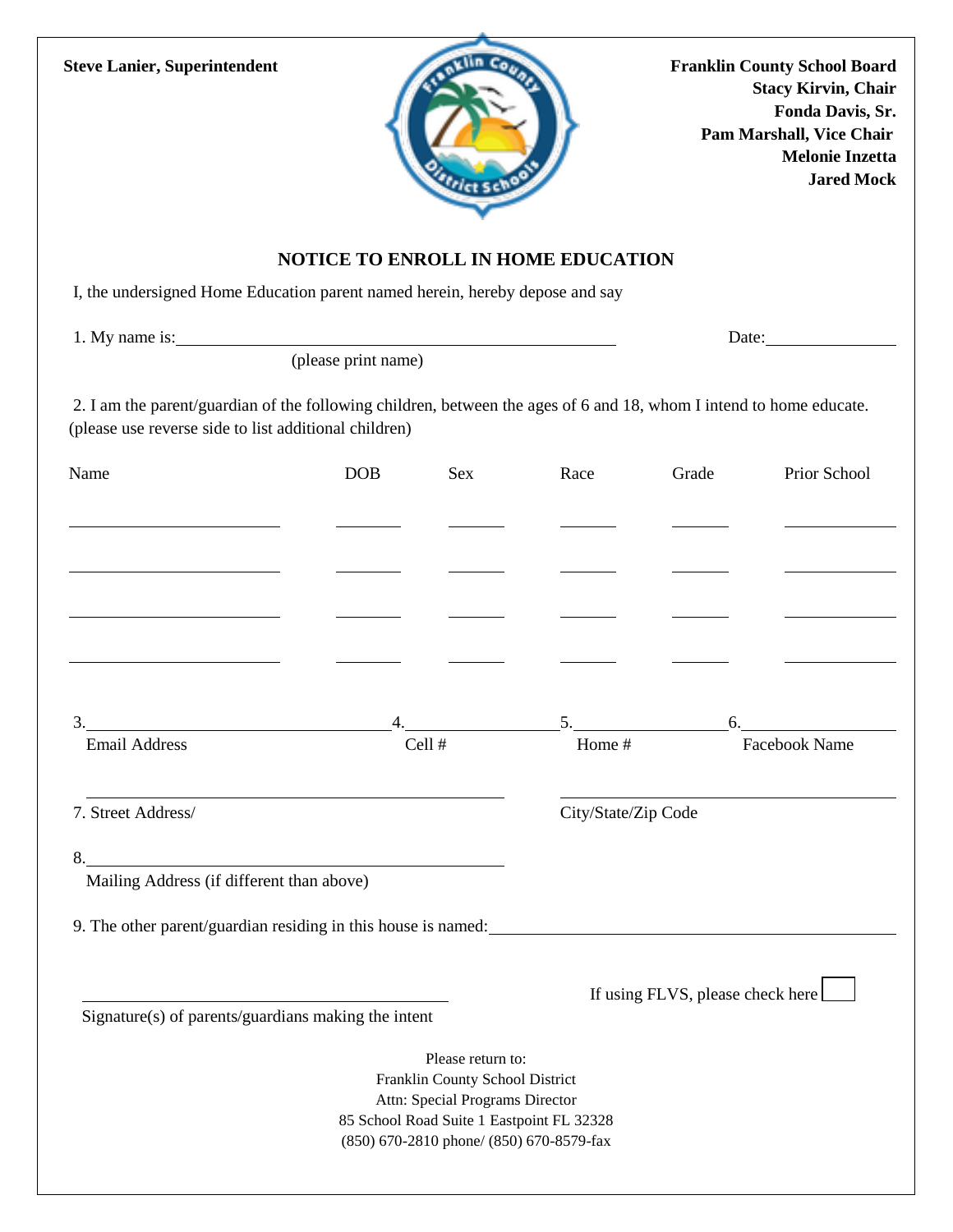**Steve Lanier, Superintendent**

**Franklin County School Board**
**Stacy Kirvin, Chair**
**Fonda Davis, Sr.**
**Pam Marshall, Vice Chair**
**Melonie Inzetta**
**Jared Mock**

## NOTICE TO ENROLL IN HOME EDUCATION

I, the undersigned Home Education parent named herein, hereby depose and say

1. My name is:\_\_\_\_\_\_\_\_\_\_\_\_\_\_\_\_\_\_\_\_\_\_\_\_\_\_\_\_\_\_\_\_\_\_\_\_\_\_\_\_ Date:\_\_\_\_\_\_\_\_\_\_\_\_\_\_
(please print name)

2. I am the parent/guardian of the following children, between the ages of 6 and 18, whom I intend to home educate. (please use reverse side to list additional children)

| Name | DOB | Sex | Race | Grade | Prior School |
|---|---|---|---|---|---|
| | | | | | |
| | | | | | |
| | | | | | |
| | | | | | |

3.\_\_\_\_\_\_\_\_\_\_\_\_\_\_\_\_\_\_\_\_\_\_\_\_\_ 4.\_\_\_\_\_\_\_\_\_\_\_\_\_\_\_ 5.\_\_\_\_\_\_\_\_\_\_\_\_\_\_\_ 6.\_\_\_\_\_\_\_\_\_\_\_\_\_\_\_
Email Address Cell # Home # Facebook Name

\_\_\_\_\_\_\_\_\_\_\_\_\_\_\_\_\_\_\_\_\_\_\_\_\_\_\_\_\_\_\_\_\_\_\_\_ \_\_\_\_\_\_\_\_\_\_\_\_\_\_\_\_\_\_\_\_\_\_\_\_\_\_\_\_\_\_
7. Street Address/ City/State/Zip Code

8.\_\_\_\_\_\_\_\_\_\_\_\_\_\_\_\_\_\_\_\_\_\_\_\_\_\_\_\_\_\_\_\_\_\_\_\_
Mailing Address (if different than above)

9. The other parent/guardian residing in this house is named:\_\_\_\_\_\_\_\_\_\_\_\_\_\_\_\_\_\_\_\_\_\_\_\_\_\_\_\_\_\_

\_\_\_\_\_\_\_\_\_\_\_\_\_\_\_\_\_\_\_\_\_\_\_\_\_\_\_\_\_\_\_\_\_\_\_\_
Signature(s) of parents/guardians making the intent

If using FLVS, please check here ☐

Please return to:
Franklin County School District
Attn: Special Programs Director
85 School Road Suite 1 Eastpoint FL 32328
(850) 670-2810 phone/ (850) 670-8579-fax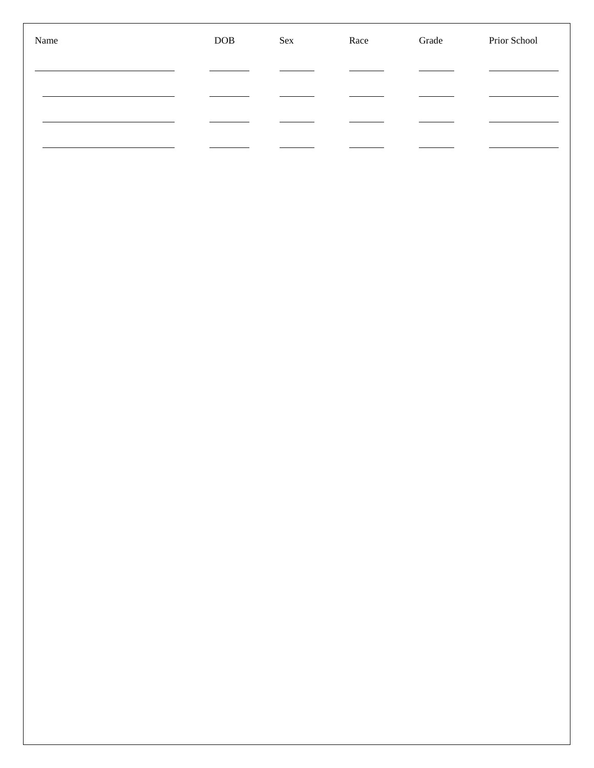| Name | DOB | Sex | Race | Grade | Prior School |
|---|---|---|---|---|---|
| | | | | | |
| | | | | | |
| | | | | | |
| | | | | | |